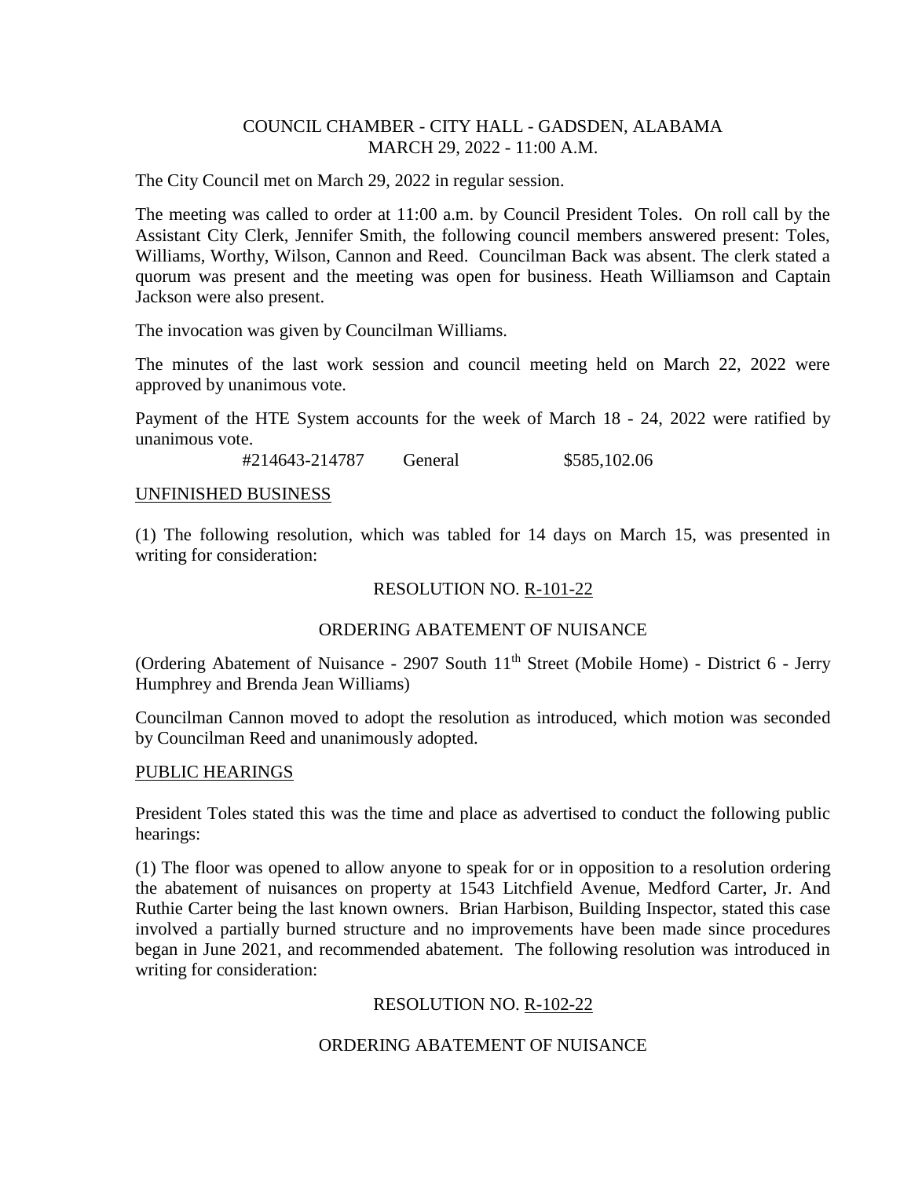COUNCIL CHAMBER - CITY HALL - GADSDEN, ALABAMA
MARCH 29, 2022 - 11:00 A.M.

The City Council met on March 29, 2022 in regular session.

The meeting was called to order at 11:00 a.m. by Council President Toles. On roll call by the Assistant City Clerk, Jennifer Smith, the following council members answered present: Toles, Williams, Worthy, Wilson, Cannon and Reed. Councilman Back was absent. The clerk stated a quorum was present and the meeting was open for business. Heath Williamson and Captain Jackson were also present.

The invocation was given by Councilman Williams.

The minutes of the last work session and council meeting held on March 22, 2022 were approved by unanimous vote.

Payment of the HTE System accounts for the week of March 18 - 24, 2022 were ratified by unanimous vote.

| | | |
|---|---|---|
| #214643-214787 | General | $585,102.06 |

UNFINISHED BUSINESS

(1) The following resolution, which was tabled for 14 days on March 15, was presented in writing for consideration:

RESOLUTION NO. R-101-22

ORDERING ABATEMENT OF NUISANCE

(Ordering Abatement of Nuisance - 2907 South 11th Street (Mobile Home) - District 6 - Jerry Humphrey and Brenda Jean Williams)

Councilman Cannon moved to adopt the resolution as introduced, which motion was seconded by Councilman Reed and unanimously adopted.

PUBLIC HEARINGS

President Toles stated this was the time and place as advertised to conduct the following public hearings:

(1) The floor was opened to allow anyone to speak for or in opposition to a resolution ordering the abatement of nuisances on property at 1543 Litchfield Avenue, Medford Carter, Jr. And Ruthie Carter being the last known owners. Brian Harbison, Building Inspector, stated this case involved a partially burned structure and no improvements have been made since procedures began in June 2021, and recommended abatement. The following resolution was introduced in writing for consideration:

RESOLUTION NO. R-102-22

ORDERING ABATEMENT OF NUISANCE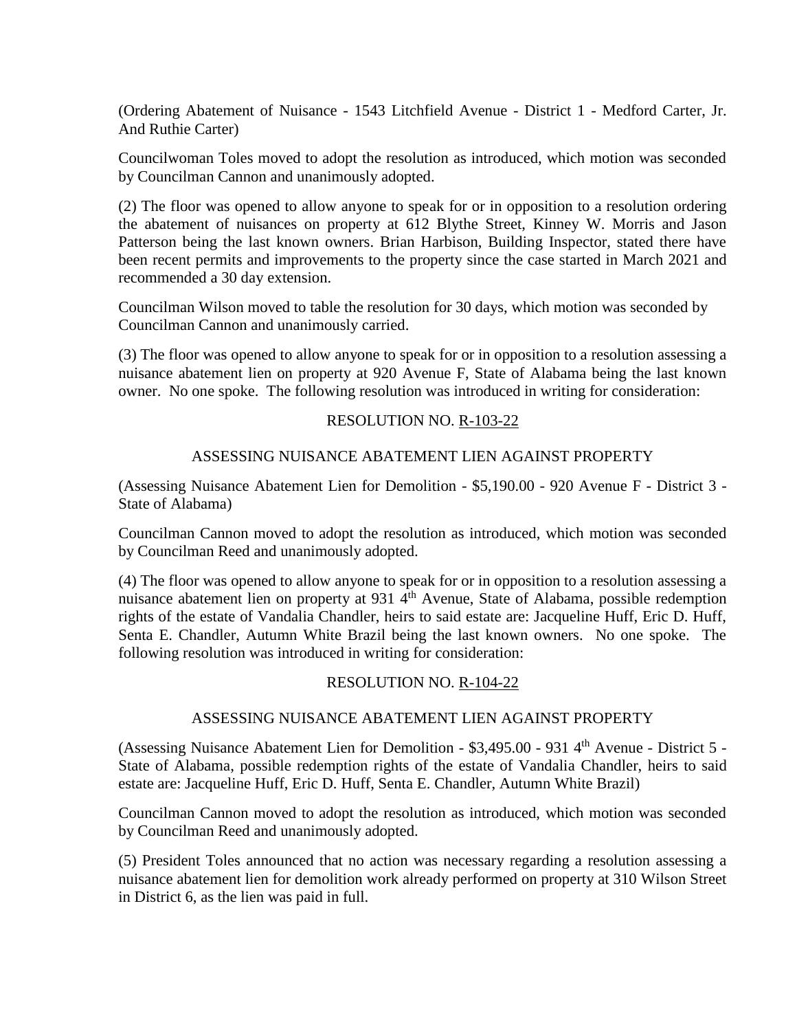(Ordering Abatement of Nuisance - 1543 Litchfield Avenue - District 1 - Medford Carter, Jr. And Ruthie Carter)

Councilwoman Toles moved to adopt the resolution as introduced, which motion was seconded by Councilman Cannon and unanimously adopted.

(2) The floor was opened to allow anyone to speak for or in opposition to a resolution ordering the abatement of nuisances on property at 612 Blythe Street, Kinney W. Morris and Jason Patterson being the last known owners. Brian Harbison, Building Inspector, stated there have been recent permits and improvements to the property since the case started in March 2021 and recommended a 30 day extension.

Councilman Wilson moved to table the resolution for 30 days, which motion was seconded by Councilman Cannon and unanimously carried.

(3) The floor was opened to allow anyone to speak for or in opposition to a resolution assessing a nuisance abatement lien on property at 920 Avenue F, State of Alabama being the last known owner. No one spoke. The following resolution was introduced in writing for consideration:

RESOLUTION NO. R-103-22

ASSESSING NUISANCE ABATEMENT LIEN AGAINST PROPERTY

(Assessing Nuisance Abatement Lien for Demolition - $5,190.00 - 920 Avenue F - District 3 - State of Alabama)

Councilman Cannon moved to adopt the resolution as introduced, which motion was seconded by Councilman Reed and unanimously adopted.

(4) The floor was opened to allow anyone to speak for or in opposition to a resolution assessing a nuisance abatement lien on property at 931 4th Avenue, State of Alabama, possible redemption rights of the estate of Vandalia Chandler, heirs to said estate are: Jacqueline Huff, Eric D. Huff, Senta E. Chandler, Autumn White Brazil being the last known owners. No one spoke. The following resolution was introduced in writing for consideration:

RESOLUTION NO. R-104-22

ASSESSING NUISANCE ABATEMENT LIEN AGAINST PROPERTY

(Assessing Nuisance Abatement Lien for Demolition - $3,495.00 - 931 4th Avenue - District 5 - State of Alabama, possible redemption rights of the estate of Vandalia Chandler, heirs to said estate are: Jacqueline Huff, Eric D. Huff, Senta E. Chandler, Autumn White Brazil)

Councilman Cannon moved to adopt the resolution as introduced, which motion was seconded by Councilman Reed and unanimously adopted.

(5) President Toles announced that no action was necessary regarding a resolution assessing a nuisance abatement lien for demolition work already performed on property at 310 Wilson Street in District 6, as the lien was paid in full.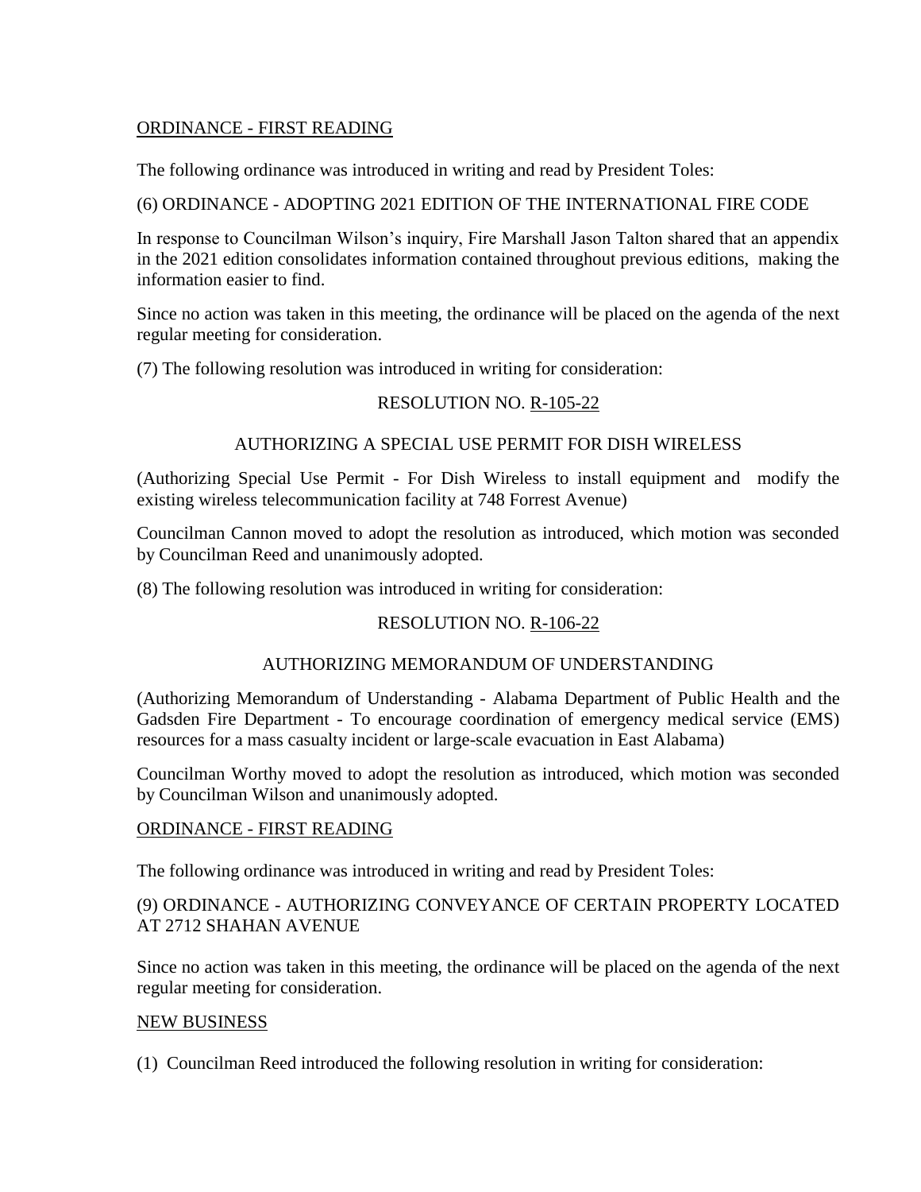ORDINANCE - FIRST READING

The following ordinance was introduced in writing and read by President Toles:

(6) ORDINANCE - ADOPTING 2021 EDITION OF THE INTERNATIONAL FIRE CODE

In response to Councilman Wilson's inquiry, Fire Marshall Jason Talton shared that an appendix in the 2021 edition consolidates information contained throughout previous editions, making the information easier to find.

Since no action was taken in this meeting, the ordinance will be placed on the agenda of the next regular meeting for consideration.

(7) The following resolution was introduced in writing for consideration:

RESOLUTION NO. R-105-22

AUTHORIZING A SPECIAL USE PERMIT FOR DISH WIRELESS

(Authorizing Special Use Permit - For Dish Wireless to install equipment and modify the existing wireless telecommunication facility at 748 Forrest Avenue)

Councilman Cannon moved to adopt the resolution as introduced, which motion was seconded by Councilman Reed and unanimously adopted.

(8) The following resolution was introduced in writing for consideration:

RESOLUTION NO. R-106-22

AUTHORIZING MEMORANDUM OF UNDERSTANDING

(Authorizing Memorandum of Understanding - Alabama Department of Public Health and the Gadsden Fire Department - To encourage coordination of emergency medical service (EMS) resources for a mass casualty incident or large-scale evacuation in East Alabama)

Councilman Worthy moved to adopt the resolution as introduced, which motion was seconded by Councilman Wilson and unanimously adopted.

ORDINANCE - FIRST READING

The following ordinance was introduced in writing and read by President Toles:

(9) ORDINANCE - AUTHORIZING CONVEYANCE OF CERTAIN PROPERTY LOCATED AT 2712 SHAHAN AVENUE

Since no action was taken in this meeting, the ordinance will be placed on the agenda of the next regular meeting for consideration.

NEW BUSINESS

(1) Councilman Reed introduced the following resolution in writing for consideration: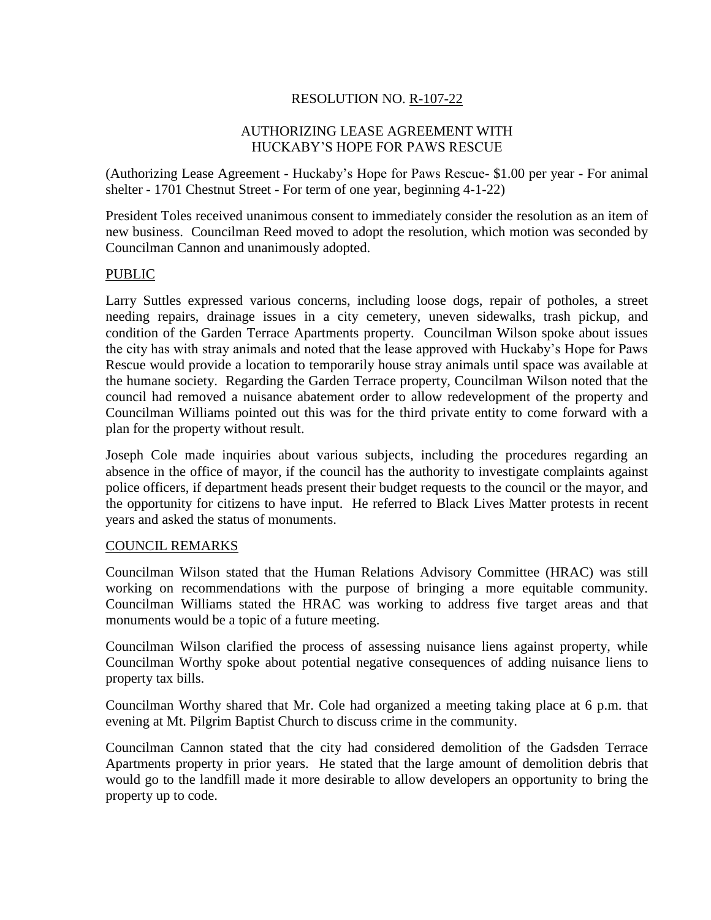## RESOLUTION NO. R-107-22

### AUTHORIZING LEASE AGREEMENT WITH HUCKABY'S HOPE FOR PAWS RESCUE

(Authorizing Lease Agreement - Huckaby's Hope for Paws Rescue- $1.00 per year - For animal shelter - 1701 Chestnut Street - For term of one year, beginning 4-1-22)

President Toles received unanimous consent to immediately consider the resolution as an item of new business. Councilman Reed moved to adopt the resolution, which motion was seconded by Councilman Cannon and unanimously adopted.

## PUBLIC

Larry Suttles expressed various concerns, including loose dogs, repair of potholes, a street needing repairs, drainage issues in a city cemetery, uneven sidewalks, trash pickup, and condition of the Garden Terrace Apartments property. Councilman Wilson spoke about issues the city has with stray animals and noted that the lease approved with Huckaby's Hope for Paws Rescue would provide a location to temporarily house stray animals until space was available at the humane society. Regarding the Garden Terrace property, Councilman Wilson noted that the council had removed a nuisance abatement order to allow redevelopment of the property and Councilman Williams pointed out this was for the third private entity to come forward with a plan for the property without result.

Joseph Cole made inquiries about various subjects, including the procedures regarding an absence in the office of mayor, if the council has the authority to investigate complaints against police officers, if department heads present their budget requests to the council or the mayor, and the opportunity for citizens to have input. He referred to Black Lives Matter protests in recent years and asked the status of monuments.

## COUNCIL REMARKS

Councilman Wilson stated that the Human Relations Advisory Committee (HRAC) was still working on recommendations with the purpose of bringing a more equitable community. Councilman Williams stated the HRAC was working to address five target areas and that monuments would be a topic of a future meeting.

Councilman Wilson clarified the process of assessing nuisance liens against property, while Councilman Worthy spoke about potential negative consequences of adding nuisance liens to property tax bills.

Councilman Worthy shared that Mr. Cole had organized a meeting taking place at 6 p.m. that evening at Mt. Pilgrim Baptist Church to discuss crime in the community.

Councilman Cannon stated that the city had considered demolition of the Gadsden Terrace Apartments property in prior years. He stated that the large amount of demolition debris that would go to the landfill made it more desirable to allow developers an opportunity to bring the property up to code.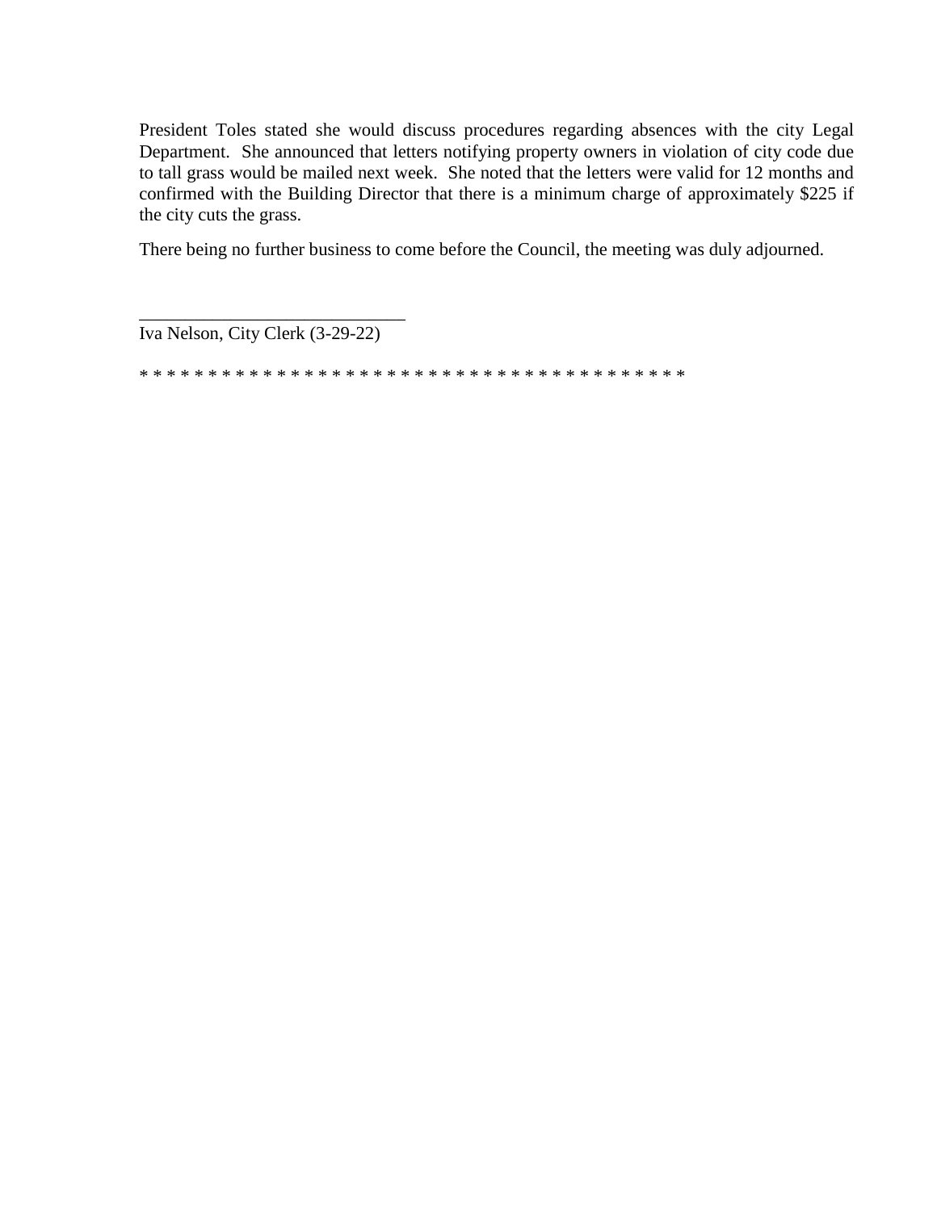President Toles stated she would discuss procedures regarding absences with the city Legal Department. She announced that letters notifying property owners in violation of city code due to tall grass would be mailed next week. She noted that the letters were valid for 12 months and confirmed with the Building Director that there is a minimum charge of approximately $225 if the city cuts the grass.

There being no further business to come before the Council, the meeting was duly adjourned.

\_\_\_\_\_\_\_\_\_\_\_\_\_\_\_\_\_\_\_\_\_\_\_\_\_\_\_\_\_\_

Iva Nelson, City Clerk (3-29-22)

\* \* \* \* \* \* \* \* \* \* \* \* \* \* \* \* \* \* \* \* \* \* \* \* \* \* \* \* \* \* \* \* \* \* \* \* \* \* \* \*